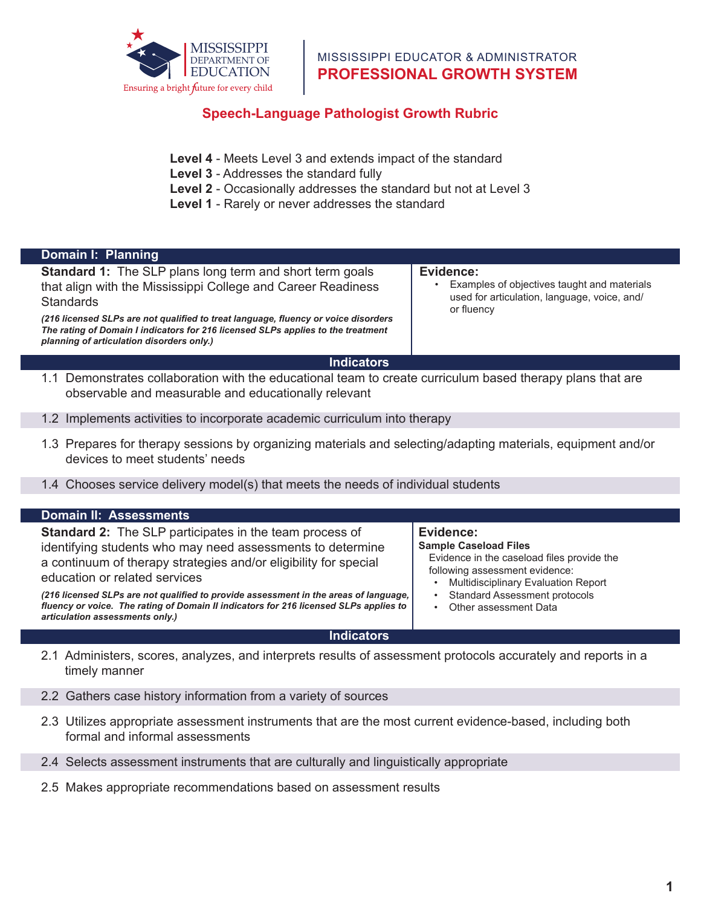MISSISSIPPI DEPARTMENT OF EDUCATION

Ensuring a bright future for every child

MISSISSIPPI EDUCATOR & ADMINISTRATOR

**PROFESSIONAL GROWTH SYSTEM**

# Speech-Language Pathologist Growth Rubric

**Level 4** - Meets Level 3 and extends impact of the standard
**Level 3** - Addresses the standard fully
**Level 2** - Occasionally addresses the standard but not at Level 3
**Level 1** - Rarely or never addresses the standard

## Domain I: Planning

| **Standard 1:** The SLP plans long term and short term goals that align with the Mississippi College and Career Readiness Standards<br><br>***(216 licensed SLPs are not qualified to treat language, fluency or voice disorders The rating of Domain I indicators for 216 licensed SLPs applies to the treatment planning of articulation disorders only.)*** | **Evidence:**<br>• Examples of objectives taught and materials used for articulation, language, voice, and/or fluency |
|---|---|

### Indicators

1.1 Demonstrates collaboration with the educational team to create curriculum based therapy plans that are observable and measurable and educationally relevant

1.2 Implements activities to incorporate academic curriculum into therapy

1.3 Prepares for therapy sessions by organizing materials and selecting/adapting materials, equipment and/or devices to meet students' needs

1.4 Chooses service delivery model(s) that meets the needs of individual students

## Domain II: Assessments

| **Standard 2:** The SLP participates in the team process of identifying students who may need assessments to determine a continuum of therapy strategies and/or eligibility for special education or related services<br><br>***(216 licensed SLPs are not qualified to provide assessment in the areas of language, fluency or voice. The rating of Domain II indicators for 216 licensed SLPs applies to articulation assessments only.)*** | **Evidence:**<br>**Sample Caseload Files**<br>Evidence in the caseload files provide the following assessment evidence:<br>• Multidisciplinary Evaluation Report<br>• Standard Assessment protocols<br>• Other assessment Data |
|---|---|

### Indicators

2.1 Administers, scores, analyzes, and interprets results of assessment protocols accurately and reports in a timely manner

2.2 Gathers case history information from a variety of sources

2.3 Utilizes appropriate assessment instruments that are the most current evidence-based, including both formal and informal assessments

2.4 Selects assessment instruments that are culturally and linguistically appropriate

2.5 Makes appropriate recommendations based on assessment results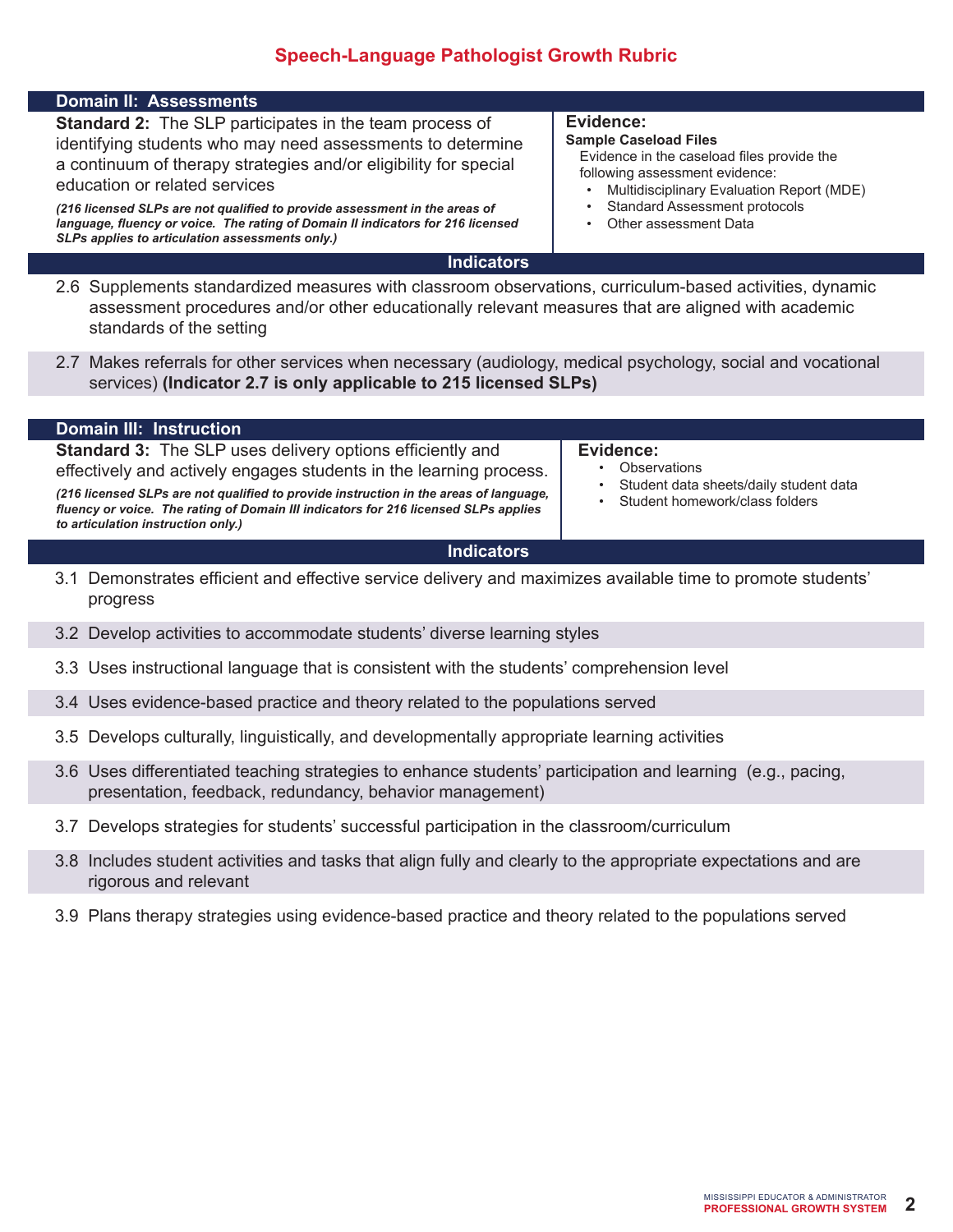# Speech-Language Pathologist Growth Rubric

## Domain II: Assessments

**Standard 2:** The SLP participates in the team process of identifying students who may need assessments to determine a continuum of therapy strategies and/or eligibility for special education or related services

***(216 licensed SLPs are not qualified to provide assessment in the areas of language, fluency or voice. The rating of Domain II indicators for 216 licensed SLPs applies to articulation assessments only.)***

**Evidence:**

**Sample Caseload Files**

Evidence in the caseload files provide the following assessment evidence:

- Multidisciplinary Evaluation Report (MDE)
- Standard Assessment protocols
- Other assessment Data

### Indicators

2.6 Supplements standardized measures with classroom observations, curriculum-based activities, dynamic assessment procedures and/or other educationally relevant measures that are aligned with academic standards of the setting

2.7 Makes referrals for other services when necessary (audiology, medical psychology, social and vocational services) **(Indicator 2.7 is only applicable to 215 licensed SLPs)**

## Domain III: Instruction

**Standard 3:** The SLP uses delivery options efficiently and effectively and actively engages students in the learning process.

***(216 licensed SLPs are not qualified to provide instruction in the areas of language, fluency or voice. The rating of Domain III indicators for 216 licensed SLPs applies to articulation instruction only.)***

**Evidence:**

- Observations
- Student data sheets/daily student data
- Student homework/class folders

### Indicators

3.1 Demonstrates efficient and effective service delivery and maximizes available time to promote students' progress

3.2 Develop activities to accommodate students' diverse learning styles

3.3 Uses instructional language that is consistent with the students' comprehension level

3.4 Uses evidence-based practice and theory related to the populations served

3.5 Develops culturally, linguistically, and developmentally appropriate learning activities

3.6 Uses differentiated teaching strategies to enhance students' participation and learning (e.g., pacing, presentation, feedback, redundancy, behavior management)

3.7 Develops strategies for students' successful participation in the classroom/curriculum

3.8 Includes student activities and tasks that align fully and clearly to the appropriate expectations and are rigorous and relevant

3.9 Plans therapy strategies using evidence-based practice and theory related to the populations served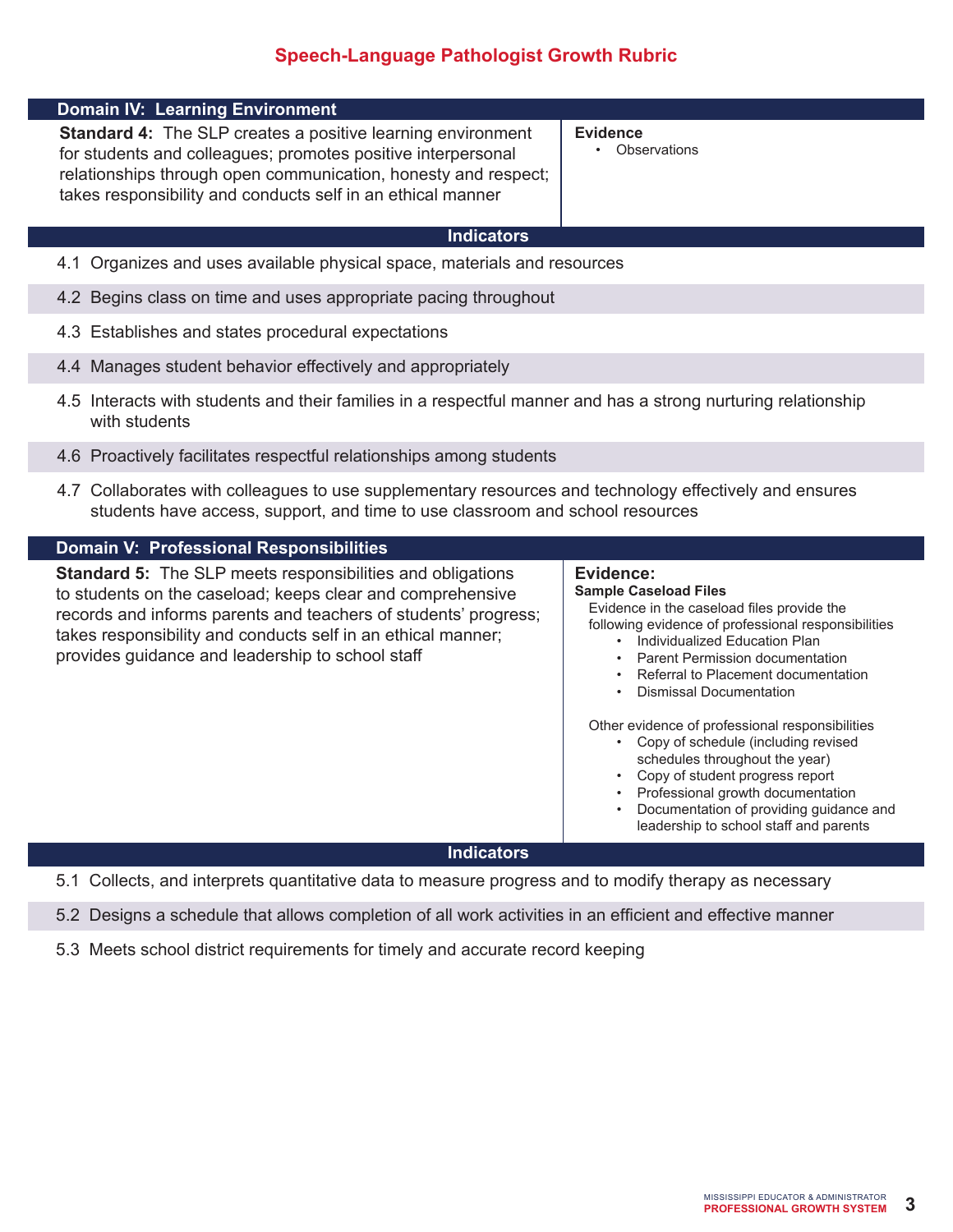## Speech-Language Pathologist Growth Rubric

### Domain IV: Learning Environment

**Standard 4:** The SLP creates a positive learning environment for students and colleagues; promotes positive interpersonal relationships through open communication, honesty and respect; takes responsibility and conducts self in an ethical manner

**Evidence**
- Observations

**Indicators**

4.1 Organizes and uses available physical space, materials and resources

4.2 Begins class on time and uses appropriate pacing throughout

4.3 Establishes and states procedural expectations

4.4 Manages student behavior effectively and appropriately

4.5 Interacts with students and their families in a respectful manner and has a strong nurturing relationship with students

4.6 Proactively facilitates respectful relationships among students

4.7 Collaborates with colleagues to use supplementary resources and technology effectively and ensures students have access, support, and time to use classroom and school resources

### Domain V: Professional Responsibilities

**Standard 5:** The SLP meets responsibilities and obligations to students on the caseload; keeps clear and comprehensive records and informs parents and teachers of students' progress; takes responsibility and conducts self in an ethical manner; provides guidance and leadership to school staff

**Evidence:**

**Sample Caseload Files**

Evidence in the caseload files provide the following evidence of professional responsibilities
- Individualized Education Plan
- Parent Permission documentation
- Referral to Placement documentation
- Dismissal Documentation

Other evidence of professional responsibilities
- Copy of schedule (including revised schedules throughout the year)
- Copy of student progress report
- Professional growth documentation
- Documentation of providing guidance and leadership to school staff and parents

**Indicators**

5.1 Collects, and interprets quantitative data to measure progress and to modify therapy as necessary

5.2 Designs a schedule that allows completion of all work activities in an efficient and effective manner

5.3 Meets school district requirements for timely and accurate record keeping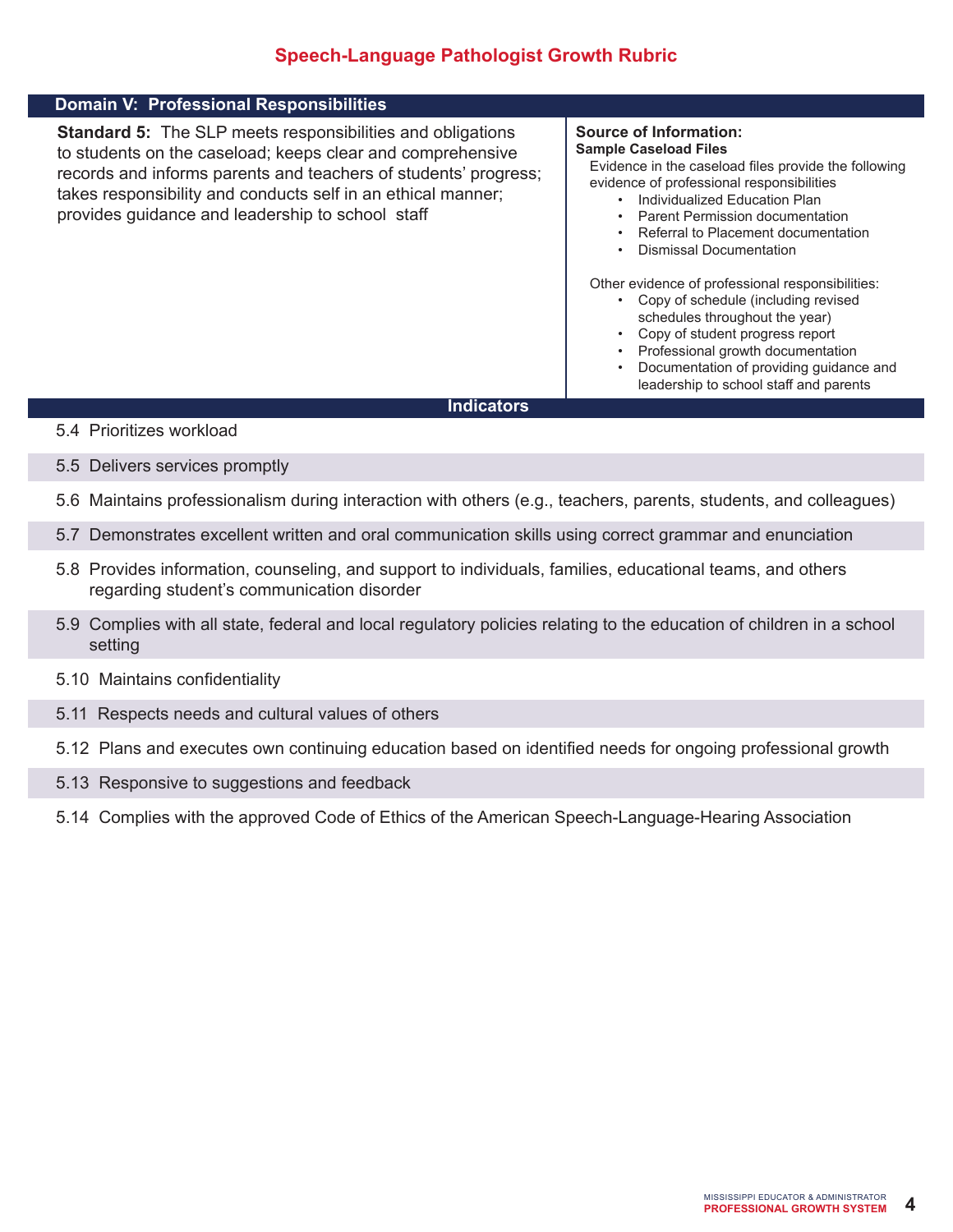# Speech-Language Pathologist Growth Rubric

## Domain V: Professional Responsibilities

| | |
|---|---|
| **Standard 5:** The SLP meets responsibilities and obligations to students on the caseload; keeps clear and comprehensive records and informs parents and teachers of students' progress; takes responsibility and conducts self in an ethical manner; provides guidance and leadership to school staff | **Source of Information:**<br>**Sample Caseload Files**<br>Evidence in the caseload files provide the following evidence of professional responsibilities<br>• Individualized Education Plan<br>• Parent Permission documentation<br>• Referral to Placement documentation<br>• Dismissal Documentation<br><br>Other evidence of professional responsibilities:<br>• Copy of schedule (including revised schedules throughout the year)<br>• Copy of student progress report<br>• Professional growth documentation<br>• Documentation of providing guidance and leadership to school staff and parents |

### Indicators

5.4 Prioritizes workload

5.5 Delivers services promptly

5.6 Maintains professionalism during interaction with others (e.g., teachers, parents, students, and colleagues)

5.7 Demonstrates excellent written and oral communication skills using correct grammar and enunciation

5.8 Provides information, counseling, and support to individuals, families, educational teams, and others regarding student's communication disorder

5.9 Complies with all state, federal and local regulatory policies relating to the education of children in a school setting

5.10 Maintains confidentiality

5.11 Respects needs and cultural values of others

5.12 Plans and executes own continuing education based on identified needs for ongoing professional growth

5.13 Responsive to suggestions and feedback

5.14 Complies with the approved Code of Ethics of the American Speech-Language-Hearing Association